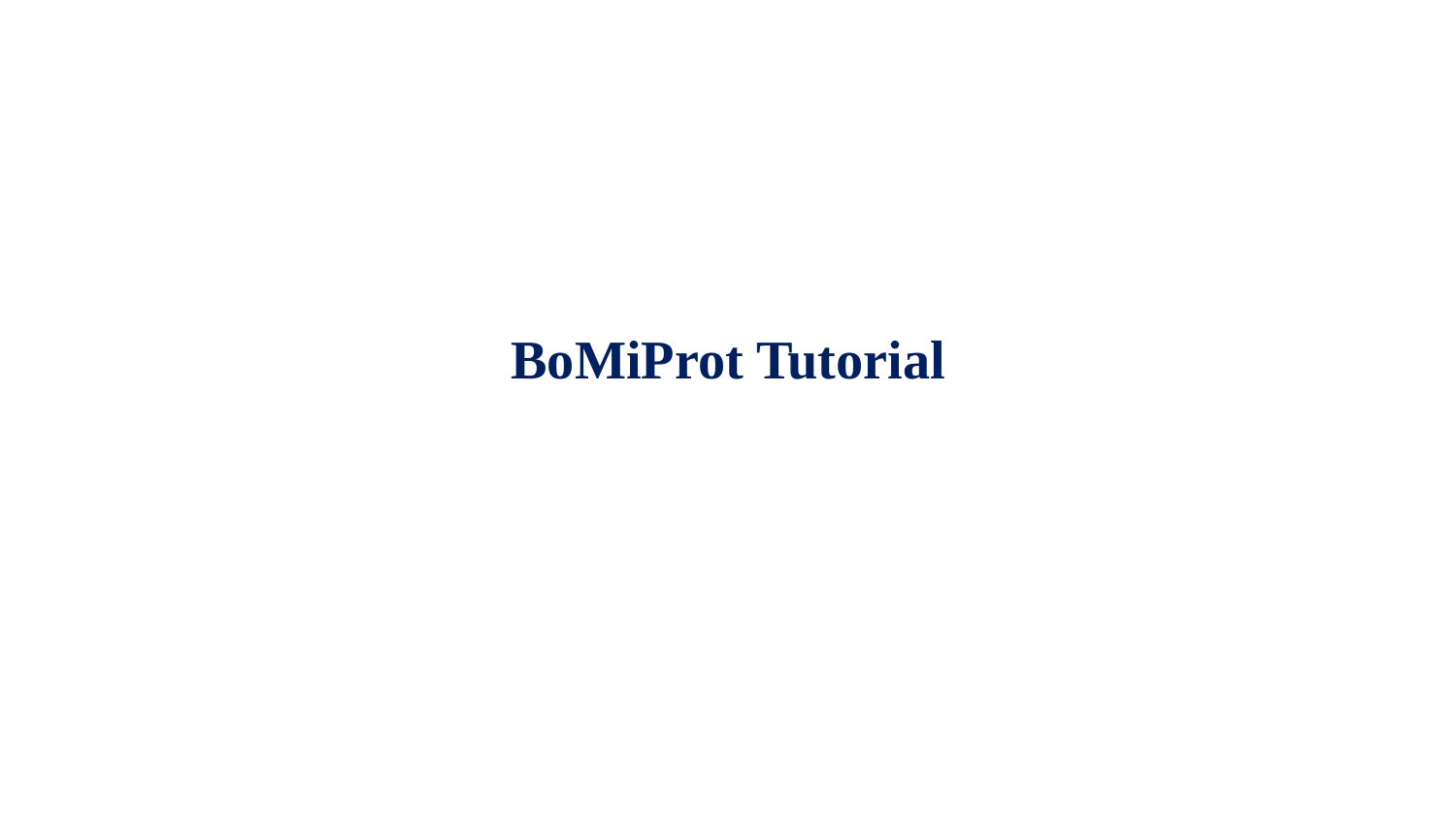# BoMiProt Tutorial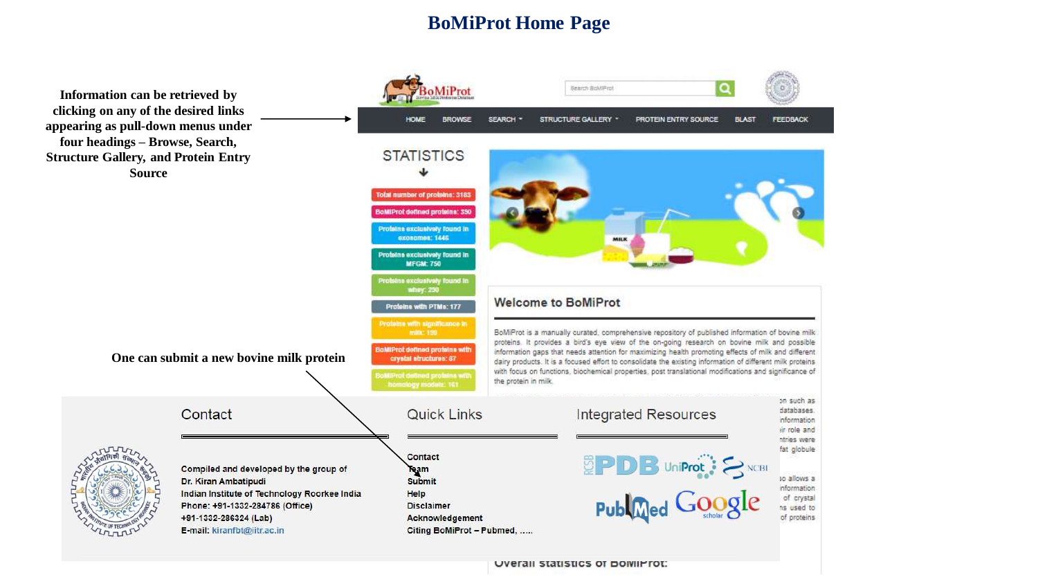# BoMiProt Home Page

Information can be retrieved by clicking on any of the desired links appearing as pull-down menus under four headings – Browse, Search, Structure Gallery, and Protein Entry Source

BoMiProt

HOME | BROWSE | SEARCH | STRUCTURE GALLERY | PROTEIN ENTRY SOURCE | BLAST | FEEDBACK

## STATISTICS

- Total number of proteins: 3183
- BoMiProt defined proteins: 390
- Proteins exclusively found in exosomes: 1445
- Proteins exclusively found in MFGM: 750
- Proteins exclusively found in whey: 250
- Proteins with PTMs: 177
- Proteins with significance in milk: 130
- BoMiProt defined proteins with crystal structures: 87
- BoMiProt defined proteins with homology models: 161

## Welcome to BoMiProt

BoMiProt is a manually curated, comprehensive repository of published information of bovine milk proteins. It provides a bird's eye view of the on-going research on bovine milk and possible information gaps that needs attention for maximizing health promoting effects of milk and different dairy products. It is a focused effort to consolidate the existing information of different milk proteins with focus on functions, biochemical properties, post translational modifications and significance of the protein in milk.

One can submit a new bovine milk protein

### Contact

Compiled and developed by the group of
Dr. Kiran Ambatipudi
Indian Institute of Technology Roorkee India
Phone: +91-1332-284786 (Office)
+91-1332-286324 (Lab)
E-mail: kiranfbt@iitr.ac.in

### Quick Links

- Contact
- Team
- Submit
- Help
- Disclaimer
- Acknowledgement
- Citing BoMiProt – Pubmed, .....

### Integrated Resources

PDB, UniProt, NCBI, PubMed, Google Scholar

Overall statistics of BoMiProt: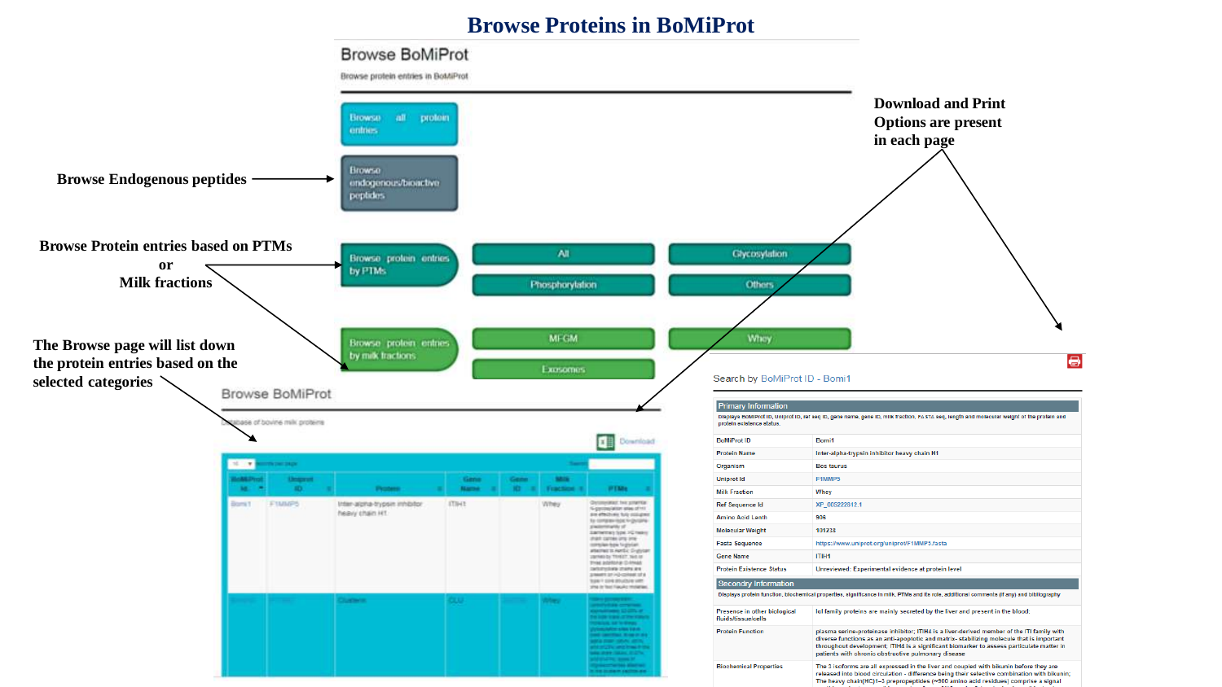# Browse Proteins in BoMiProt

## Browse BoMiProt

Browse protein entries in BoMiProt

- Browse all protein entries
- Browse endogenous/bioactive peptides
- Browse protein entries by PTMs: All, Glycosylation, Phosphorylation, Others
- Browse protein entries by milk fractions: MFGM, Whey, Exosomes

Browse Endogenous peptides

Browse Protein entries based on PTMs or Milk fractions

The Browse page will list down the protein entries based on the selected categories

Download and Print Options are present in each page

## Browse BoMiProt

Database of bovine milk proteins

Download

| BoMiProt Id | Uniprot ID | Protein | Gene Name | Gene ID | Milk Fraction | PTMs |
|---|---|---|---|---|---|---|
| Bomi1 | F1MMP5 | Inter-alpha-trypsin inhibitor heavy chain H1 | ITIH1 | | Whey | |
| | | Clusterin | CLU | | Whey | |

Search by BoMiProt ID - Bomi1

**Primary Information**

Displays BoMiProt ID, Uniprot ID, ref seq ID, gene name, gene ID, milk fraction, FASTA seq, length and molecular weight of the protein and protein existence status.

| | |
|---|---|
| BoMiProt ID | Bomi1 |
| Protein Name | Inter-alpha-trypsin inhibitor heavy chain H1 |
| Organism | Bos taurus |
| Uniprot Id | F1MMP5 |
| Milk Fraction | Whey |
| Ref Sequence Id | XP_005222812.1 |
| Amino Acid Length | 906 |
| Molecular Weight | 101238 |
| Fasta Sequence | https://www.uniprot.org/uniprot/F1MMP5.fasta |
| Gene Name | ITIH1 |
| Protein Existence Status | Unreviewed: Experimental evidence at protein level |

**Secondry Information**

Displays protein function, biochemical properties, significance in milk, PTMs and its role, additional comments (if any) and bibliography

| | |
|---|---|
| Presence in other biological fluids/tissue/cells | IαI family proteins are mainly secreted by the liver and present in the blood. |
| Protein Function | plasma serine-proteinase inhibitor; ITIH4 is a liver-derived member of the ITI family with diverse functions as an anti-apoptotic and matrix-stabilizing molecule that is important throughout development. ITIH4 is a significant biomarker to assess particulate matter in patients with chronic obstructive pulmonary disease |
| Biochemical Properties | The 3 isoforms are all expressed in the liver and coupled with bikunin before they are released into blood circulation - difference being their selective combination with bikunin; The heavy chain(HC)1–3 prepropeptides (≈900 amino acid residues) comprise a signal |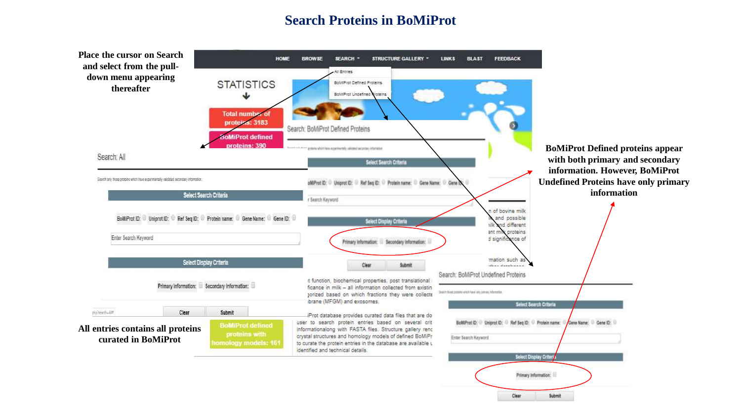# Search Proteins in BoMiProt

**Place the cursor on Search and select from the pull-down menu appearing thereafter**

**BoMiProt Defined proteins appear with both primary and secondary information. However, BoMiProt Undefined Proteins have only primary information**

**All entries contains all proteins curated in BoMiProt**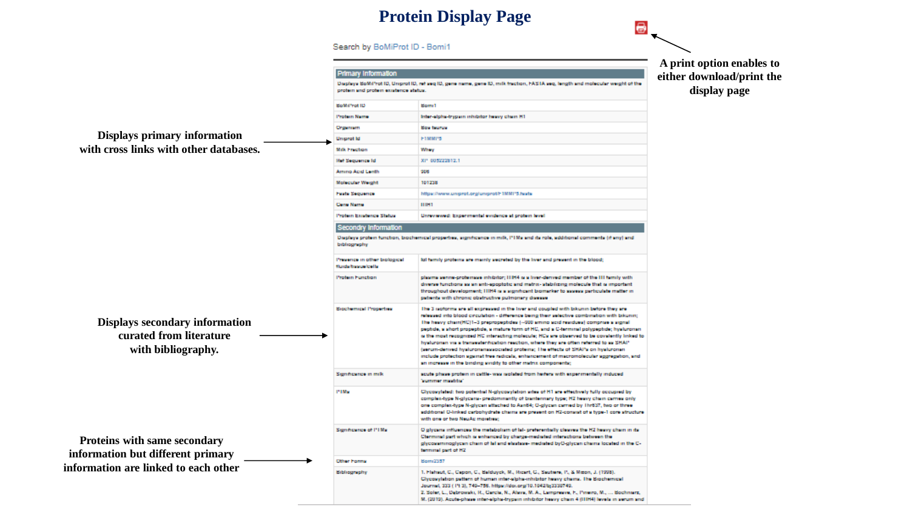# Protein Display Page

Search by BoMiProt ID - Bomi1

A print option enables to either download/print the display page

Displays primary information with cross links with other databases.

**Primary Information**

Displays BoMiProt ID, Uniprot ID, ref seq ID, gene name, gene ID, milk fraction, FASTA seq, length and molecular weight of the protein and protein existence status.

| | |
|---|---|
| BoMiProt ID | Bomi1 |
| Protein Name | Inter-alpha-trypsin inhibitor heavy chain H1 |
| Organism | Bos taurus |
| Uniprot Id | F1MMP5 |
| Milk Fraction | Whey |
| Ref Sequence Id | XP_005222812.1 |
| Amino Acid Lenth | 906 |
| Molecular Weight | 101238 |
| Fasta Sequence | https://www.uniprot.org/uniprot/F1MMP5.fasta |
| Gene Name | ITIH1 |
| Protein Existence Status | Unreviewed: Experimental evidence at protein level |

**Secondry Information**

Displays protein function, biochemical properties, significance in milk, PTMs and its role, additional comments (if any) and bibliography

Displays secondary information curated from literature with bibliography.

| | |
|---|---|
| Presence in other biological fluids/tissue/cells | IαI family proteins are mainly secreted by the liver and present in the blood; |
| Protein Function | plasma serine-protease inhibitor; ITIH4 is a liver-derived member of the ITI family with diverse functions as an anti-apoptotic and matrix-stabilizing molecule that is important throughout development; ITIH4 is a significant biomarker to assess particulate matter in patients with chronic obstructive pulmonary disease |
| Biochemical Properties | The 3 isoforms are all expressed in the liver and coupled with bikunin before they are released into blood circulation - difference being their selective combination with bikunin; The heavy chain(HC)1–3 preproproteins (~900 amino acid residues) comprise a signal peptide, a short propeptide, a mature form of HC, and a C-terminal polypeptide; hyaluronan is the most recognized HC interacting molecule; HCs are observed to be covalently linked to hyaluronan via a transesterification reaction, where they are often referred to as SHAP (serum-derived hyaluronan-associated proteins; The effects of SHAPs on hyaluronan include protection against free radicals, enhancement of macromolecular aggregation, and an increase in the binding avidity to other matrix components; |
| Significance in milk | acute phase protein in cattle- was isolated from heifers with experimentally induced 'summer mastitis' |
| PTMs | Glycosylated: two potential N-glycosylation sites of H1 are effectively fully occupied by complex-type N-glycans- predominantly of biantennary type; H2 heavy chain carries only one complex-type N-glycan attached to Asn64; O-glycan carried by Thr637, two or three additional O-linked carbohydrate chains are present on H2-consist of a type-1 core structure with one or two NeuAc moieties; |
| Significance of PTMs | O glycans influences the metabolism of IαI- preferentially cleaves the H2 heavy chain in its C-terminal part which is enhanced by charge-mediated interactions between the glycosaminoglycan chain of IαI and elastase- mediated byO-glycan chains located in the C-terminal part of H2 |
| Other Forms | Bomi2357 |
| Bibliography | 1. Flahaut, C., Capon, C., Balduyck, M., Ricart, G., Sautiere, P., & Mizon, J. (1998). Glycosylation pattern of human inter-alpha-inhibitor heavy chains. The Biochemical Journal, 333 ( Pt 3), 749–756. https://doi.org/10.1042/bj3330749. 2. Soler, L., Dabrowski, R., Garcia, N., Alava, M. A., Lampreave, F., Pineiro, M., ... Bochniarz, M. (2019). Acute-phase inter-alpha-trypsin inhibitor heavy chain 4 (ITIH4) levels in serum and |

Proteins with same secondary information but different primary information are linked to each other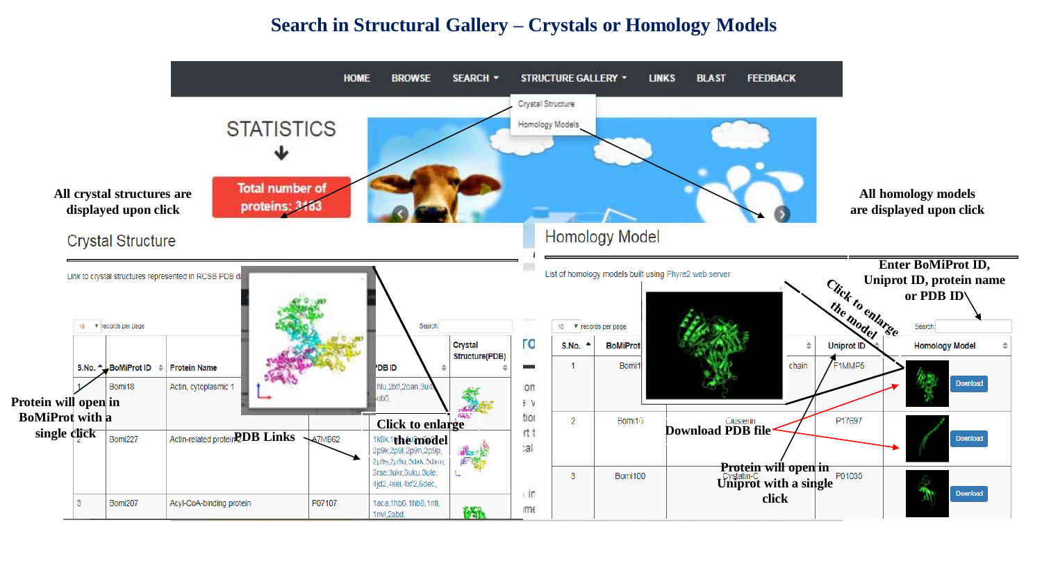# Search in Structural Gallery – Crystals or Homology Models

HOME BROWSE SEARCH STRUCTURE GALLERY LINKS BLAST FEEDBACK

Crystal Structure

Homology Models

STATISTICS

Total number of proteins: 3183

All crystal structures are displayed upon click

All homology models are displayed upon click

## Crystal Structure

Link to crystal structures represented in RCSB PDB d

10 records per page Search:

| S.No. | BoMiProt ID | Protein Name | | PDB ID | Crystal Structure(PDB) |
|---|---|---|---|---|---|
| 1 | Bomi18 | Actin, cytoplasmic 1 | | hlu,2btf,2oan,3u4 ub5, | |
| 2 | Bomi227 | Actin-related protein 2 | A7MB62 | 1k8k,1tyq,1u2v, 2p9k,2p9l,2p9n,2p9p, 2p9s,2p9u,3dxk,3dxm, 3rse,3ukr,3uku,3ule, 4jd2,4xei,4xf2,6dec, | |
| 3 | Bomi207 | Acyl-CoA-binding protein | P07107 | 1aca,1hb6,1hb8,1nti, 1nvl,2abd, | |

Protein will open in BoMiProt with a single click

PDB Links

Click to enlarge the model

## Homology Model

List of homology models built using Phyre2 web server

10 records per page Search:

| S.No. | BoMiProt | | Uniprot ID | Homology Model |
|---|---|---|---|---|
| 1 | Bomi1 | chain | F1MMP5 | Download |
| 2 | Bomi10 | Clusterin | P17697 | Download |
| 3 | Bomi100 | Cystatin-C | P01035 | Download |

Enter BoMiProt ID, Uniprot ID, protein name or PDB ID

Click to enlarge the model

Download PDB file

Protein will open in Uniprot with a single click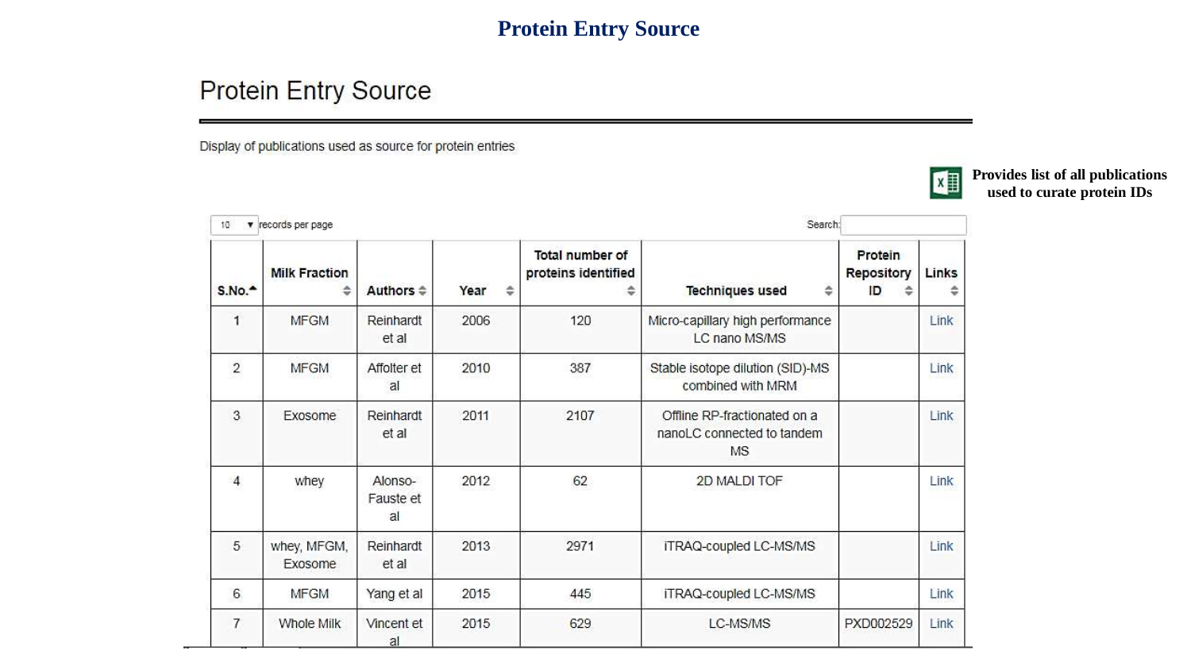# Protein Entry Source

## Protein Entry Source

Display of publications used as source for protein entries

**Provides list of all publications used to curate protein IDs**

10 records per page

Search:

| S.No. | Milk Fraction | Authors | Year | Total number of proteins identified | Techniques used | Protein Repository ID | Links |
|---|---|---|---|---|---|---|---|
| 1 | MFGM | Reinhardt et al | 2006 | 120 | Micro-capillary high performance LC nano MS/MS | | Link |
| 2 | MFGM | Affolter et al | 2010 | 387 | Stable isotope dilution (SID)-MS combined with MRM | | Link |
| 3 | Exosome | Reinhardt et al | 2011 | 2107 | Offline RP-fractionated on a nanoLC connected to tandem MS | | Link |
| 4 | whey | Alonso-Fauste et al | 2012 | 62 | 2D MALDI TOF | | Link |
| 5 | whey, MFGM, Exosome | Reinhardt et al | 2013 | 2971 | iTRAQ-coupled LC-MS/MS | | Link |
| 6 | MFGM | Yang et al | 2015 | 445 | iTRAQ-coupled LC-MS/MS | | Link |
| 7 | Whole Milk | Vincent et al | 2015 | 629 | LC-MS/MS | PXD002529 | Link |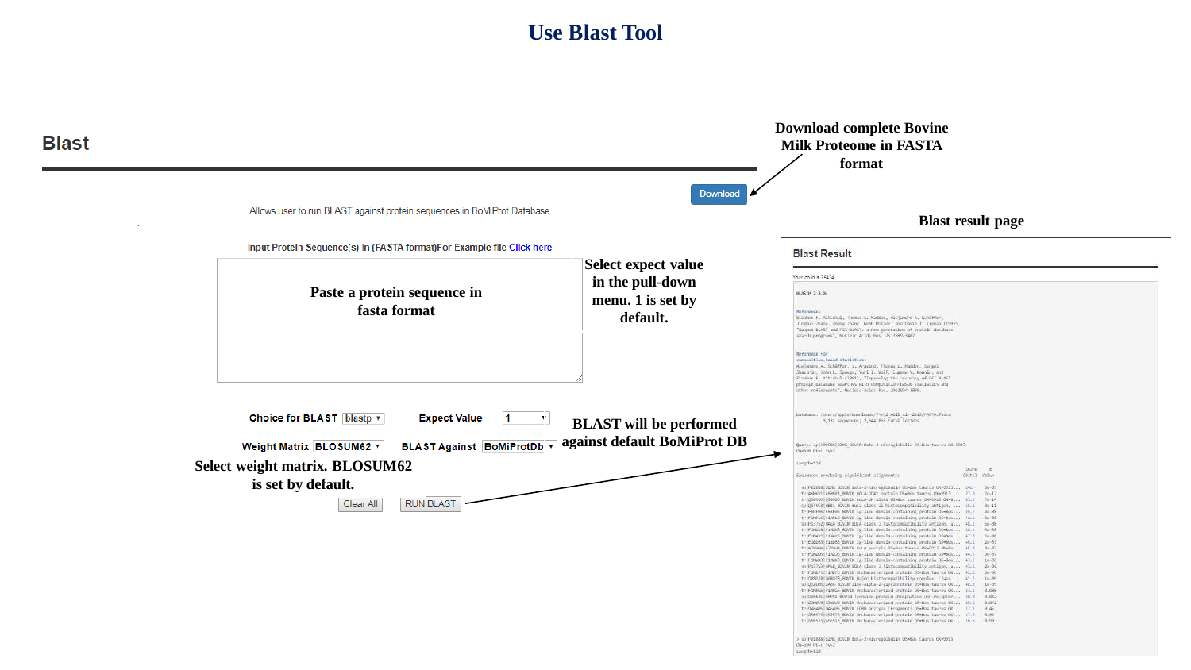# Use Blast Tool

## Blast

Download

Download complete Bovine Milk Proteome in FASTA format

Allows user to run BLAST against protein sequences in BoMiProt Database

Input Protein Sequence(s) in (FASTA format)For Example file Click here

Paste a protein sequence in fasta format

Select expect value in the pull-down menu. 1 is set by default.

Choice for BLAST: blastp

Expect Value: 1

Weight Matrix: BLOSUM62

BLAST Against: BoMiProtDb

BLAST will be performed against default BoMiProt DB

Select weight matrix. BLOSUM62 is set by default.

Clear All

RUN BLAST

### Blast result page

Blast Result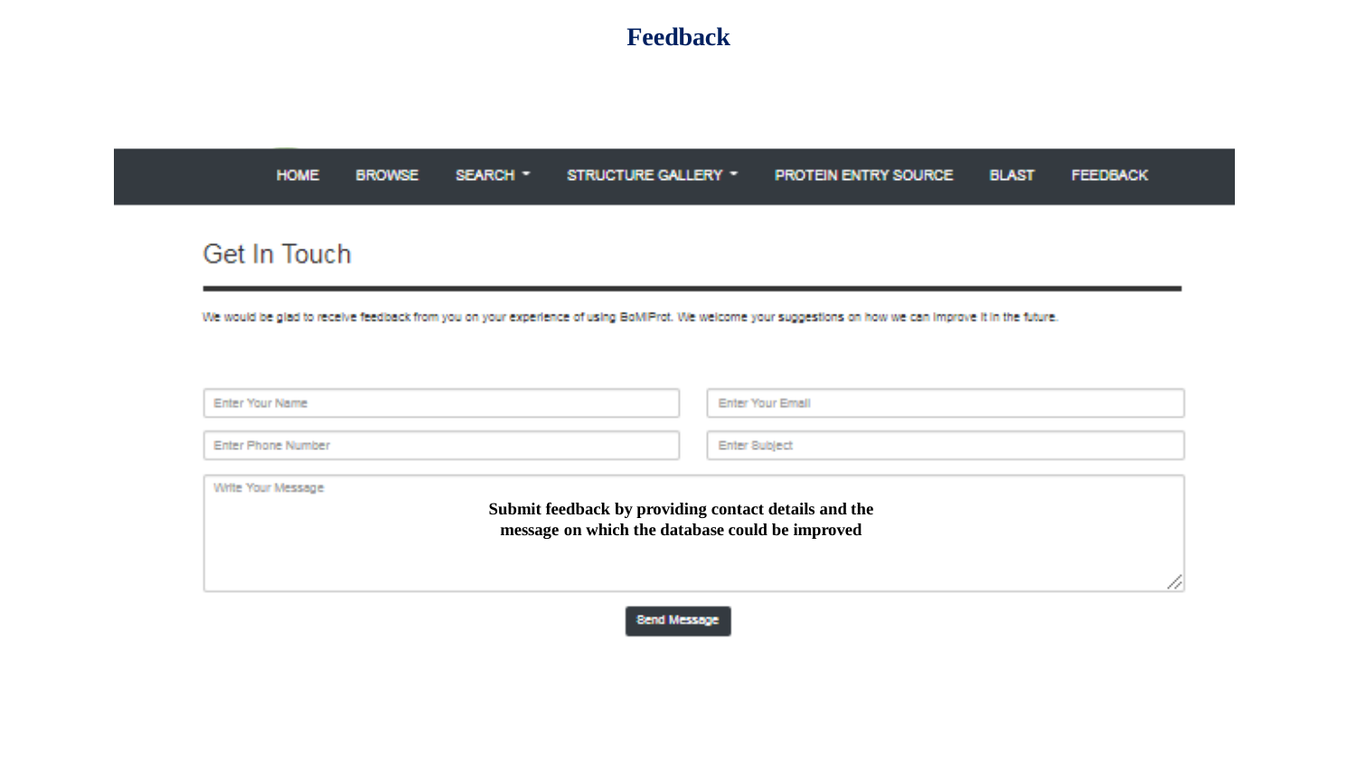# Feedback

HOME BROWSE SEARCH STRUCTURE GALLERY PROTEIN ENTRY SOURCE BLAST FEEDBACK

## Get In Touch

We would be glad to receive feedback from you on your experience of using BoMiProt. We welcome your suggestions on how we can improve it in the future.

Enter Your Name

Enter Your Email

Enter Phone Number

Enter Subject

Write Your Message

**Submit feedback by providing contact details and the message on which the database could be improved**

Send Message